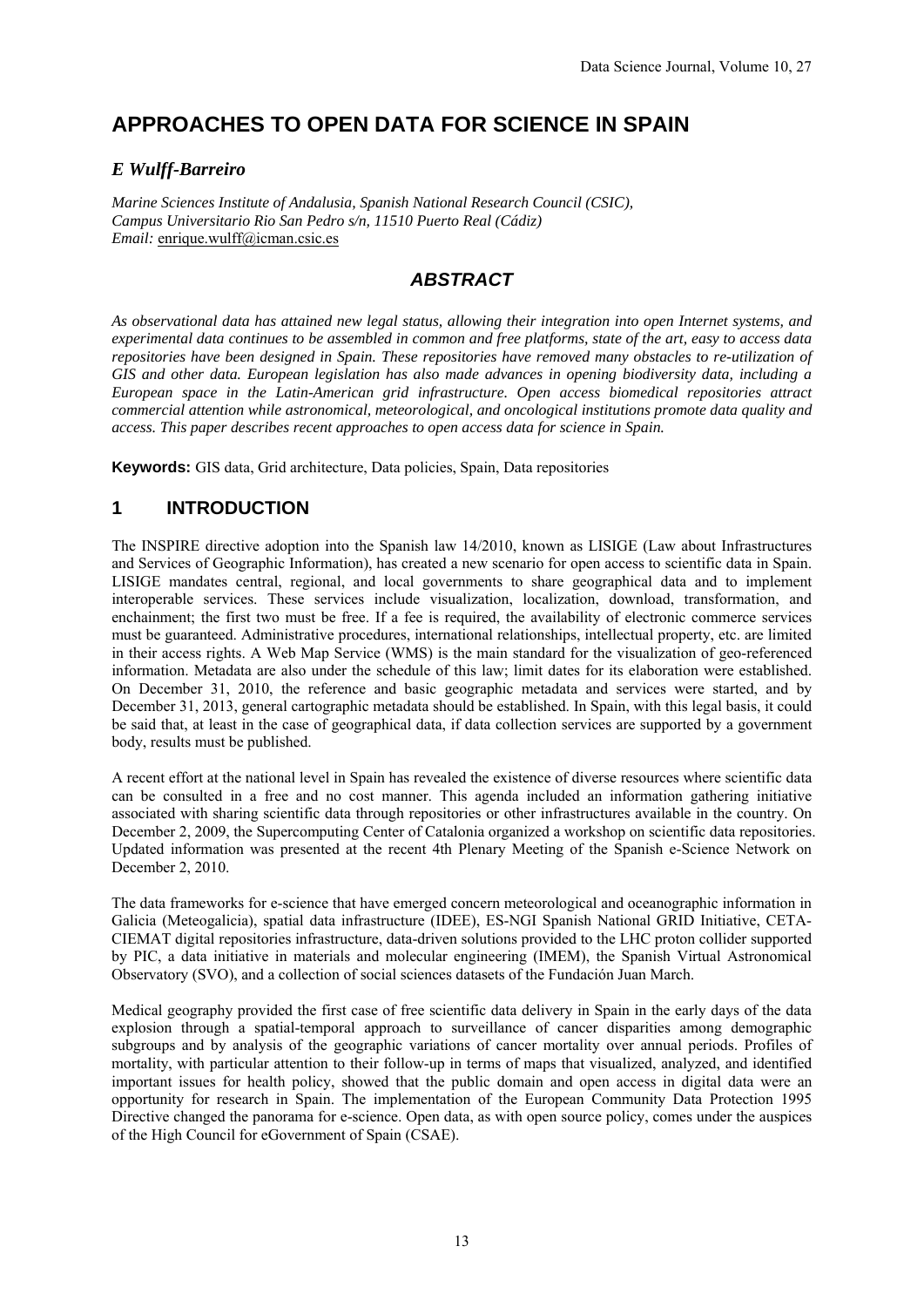# APPROACHES TO OPEN DATA FOR SCIENCE IN SPAIN

### *E Wulff-Barreiro*

*Marine Sciences Institute of Andalusia, Spanish National Research Council (CSIC), Campus Universitario Rio San Pedro s/n, 11510 Puerto Real (Cádiz)*
*Email:* enrique.wulff@icman.csic.es

## *ABSTRACT*

*As observational data has attained new legal status, allowing their integration into open Internet systems, and experimental data continues to be assembled in common and free platforms, state of the art, easy to access data repositories have been designed in Spain. These repositories have removed many obstacles to re-utilization of GIS and other data. European legislation has also made advances in opening biodiversity data, including a European space in the Latin-American grid infrastructure. Open access biomedical repositories attract commercial attention while astronomical, meteorological, and oncological institutions promote data quality and access. This paper describes recent approaches to open access data for science in Spain.*

**Keywords:** GIS data, Grid architecture, Data policies, Spain, Data repositories

## 1 INTRODUCTION

The INSPIRE directive adoption into the Spanish law 14/2010, known as LISIGE (Law about Infrastructures and Services of Geographic Information), has created a new scenario for open access to scientific data in Spain. LISIGE mandates central, regional, and local governments to share geographical data and to implement interoperable services. These services include visualization, localization, download, transformation, and enchainment; the first two must be free. If a fee is required, the availability of electronic commerce services must be guaranteed. Administrative procedures, international relationships, intellectual property, etc. are limited in their access rights. A Web Map Service (WMS) is the main standard for the visualization of geo-referenced information. Metadata are also under the schedule of this law; limit dates for its elaboration were established. On December 31, 2010, the reference and basic geographic metadata and services were started, and by December 31, 2013, general cartographic metadata should be established. In Spain, with this legal basis, it could be said that, at least in the case of geographical data, if data collection services are supported by a government body, results must be published.

A recent effort at the national level in Spain has revealed the existence of diverse resources where scientific data can be consulted in a free and no cost manner. This agenda included an information gathering initiative associated with sharing scientific data through repositories or other infrastructures available in the country. On December 2, 2009, the Supercomputing Center of Catalonia organized a workshop on scientific data repositories. Updated information was presented at the recent 4th Plenary Meeting of the Spanish e-Science Network on December 2, 2010.

The data frameworks for e-science that have emerged concern meteorological and oceanographic information in Galicia (Meteogalicia), spatial data infrastructure (IDEE), ES-NGI Spanish National GRID Initiative, CETA-CIEMAT digital repositories infrastructure, data-driven solutions provided to the LHC proton collider supported by PIC, a data initiative in materials and molecular engineering (IMEM), the Spanish Virtual Astronomical Observatory (SVO), and a collection of social sciences datasets of the Fundación Juan March.

Medical geography provided the first case of free scientific data delivery in Spain in the early days of the data explosion through a spatial-temporal approach to surveillance of cancer disparities among demographic subgroups and by analysis of the geographic variations of cancer mortality over annual periods. Profiles of mortality, with particular attention to their follow-up in terms of maps that visualized, analyzed, and identified important issues for health policy, showed that the public domain and open access in digital data were an opportunity for research in Spain. The implementation of the European Community Data Protection 1995 Directive changed the panorama for e-science. Open data, as with open source policy, comes under the auspices of the High Council for eGovernment of Spain (CSAE).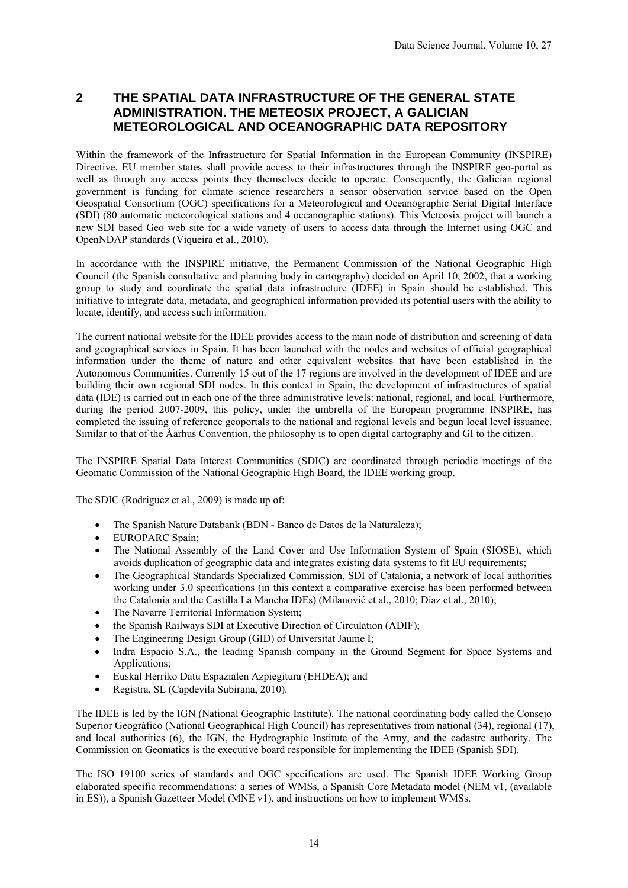## 2 THE SPATIAL DATA INFRASTRUCTURE OF THE GENERAL STATE ADMINISTRATION. THE METEOSIX PROJECT, A GALICIAN METEOROLOGICAL AND OCEANOGRAPHIC DATA REPOSITORY

Within the framework of the Infrastructure for Spatial Information in the European Community (INSPIRE) Directive, EU member states shall provide access to their infrastructures through the INSPIRE geo-portal as well as through any access points they themselves decide to operate. Consequently, the Galician regional government is funding for climate science researchers a sensor observation service based on the Open Geospatial Consortium (OGC) specifications for a Meteorological and Oceanographic Serial Digital Interface (SDI) (80 automatic meteorological stations and 4 oceanographic stations). This Meteosix project will launch a new SDI based Geo web site for a wide variety of users to access data through the Internet using OGC and OpenNDAP standards (Viqueira et al., 2010).

In accordance with the INSPIRE initiative, the Permanent Commission of the National Geographic High Council (the Spanish consultative and planning body in cartography) decided on April 10, 2002, that a working group to study and coordinate the spatial data infrastructure (IDEE) in Spain should be established. This initiative to integrate data, metadata, and geographical information provided its potential users with the ability to locate, identify, and access such information.

The current national website for the IDEE provides access to the main node of distribution and screening of data and geographical services in Spain. It has been launched with the nodes and websites of official geographical information under the theme of nature and other equivalent websites that have been established in the Autonomous Communities. Currently 15 out of the 17 regions are involved in the development of IDEE and are building their own regional SDI nodes. In this context in Spain, the development of infrastructures of spatial data (IDE) is carried out in each one of the three administrative levels: national, regional, and local. Furthermore, during the period 2007-2009, this policy, under the umbrella of the European programme INSPIRE, has completed the issuing of reference geoportals to the national and regional levels and begun local level issuance. Similar to that of the Åarhus Convention, the philosophy is to open digital cartography and GI to the citizen.

The INSPIRE Spatial Data Interest Communities (SDIC) are coordinated through periodic meetings of the Geomatic Commission of the National Geographic High Board, the IDEE working group.

The SDIC (Rodriguez et al., 2009) is made up of:

- The Spanish Nature Databank (BDN - Banco de Datos de la Naturaleza);
- EUROPARC Spain;
- The National Assembly of the Land Cover and Use Information System of Spain (SIOSE), which avoids duplication of geographic data and integrates existing data systems to fit EU requirements;
- The Geographical Standards Specialized Commission, SDI of Catalonia, a network of local authorities working under 3.0 specifications (in this context a comparative exercise has been performed between the Catalonia and the Castilla La Mancha IDEs) (Milanović et al., 2010; Diaz et al., 2010);
- The Navarre Territorial Information System;
- the Spanish Railways SDI at Executive Direction of Circulation (ADIF);
- The Engineering Design Group (GID) of Universitat Jaume I;
- Indra Espacio S.A., the leading Spanish company in the Ground Segment for Space Systems and Applications;
- Euskal Herriko Datu Espazialen Azpiegitura (EHDEA); and
- Registra, SL (Capdevila Subirana, 2010).

The IDEE is led by the IGN (National Geographic Institute). The national coordinating body called the Consejo Superior Geográfico (National Geographical High Council) has representatives from national (34), regional (17), and local authorities (6), the IGN, the Hydrographic Institute of the Army, and the cadastre authority. The Commission on Geomatics is the executive board responsible for implementing the IDEE (Spanish SDI).

The ISO 19100 series of standards and OGC specifications are used. The Spanish IDEE Working Group elaborated specific recommendations: a series of WMSs, a Spanish Core Metadata model (NEM v1, (available in ES)), a Spanish Gazetteer Model (MNE v1), and instructions on how to implement WMSs.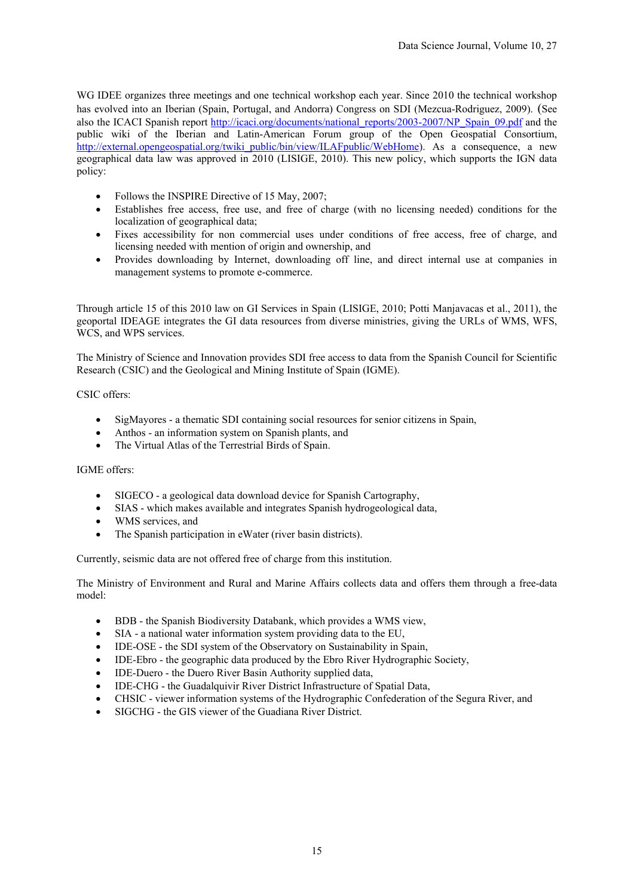WG IDEE organizes three meetings and one technical workshop each year. Since 2010 the technical workshop has evolved into an Iberian (Spain, Portugal, and Andorra) Congress on SDI (Mezcua-Rodriguez, 2009). (See also the ICACI Spanish report http://icaci.org/documents/national_reports/2003-2007/NP_Spain_09.pdf and the public wiki of the Iberian and Latin-American Forum group of the Open Geospatial Consortium, http://external.opengeospatial.org/twiki_public/bin/view/ILAFpublic/WebHome). As a consequence, a new geographical data law was approved in 2010 (LISIGE, 2010). This new policy, which supports the IGN data policy:

- Follows the INSPIRE Directive of 15 May, 2007;
- Establishes free access, free use, and free of charge (with no licensing needed) conditions for the localization of geographical data;
- Fixes accessibility for non commercial uses under conditions of free access, free of charge, and licensing needed with mention of origin and ownership, and
- Provides downloading by Internet, downloading off line, and direct internal use at companies in management systems to promote e-commerce.

Through article 15 of this 2010 law on GI Services in Spain (LISIGE, 2010; Potti Manjavacas et al., 2011), the geoportal IDEAGE integrates the GI data resources from diverse ministries, giving the URLs of WMS, WFS, WCS, and WPS services.

The Ministry of Science and Innovation provides SDI free access to data from the Spanish Council for Scientific Research (CSIC) and the Geological and Mining Institute of Spain (IGME).

CSIC offers:

- SigMayores - a thematic SDI containing social resources for senior citizens in Spain,
- Anthos - an information system on Spanish plants, and
- The Virtual Atlas of the Terrestrial Birds of Spain.

IGME offers:

- SIGECO - a geological data download device for Spanish Cartography,
- SIAS - which makes available and integrates Spanish hydrogeological data,
- WMS services, and
- The Spanish participation in eWater (river basin districts).

Currently, seismic data are not offered free of charge from this institution.

The Ministry of Environment and Rural and Marine Affairs collects data and offers them through a free-data model:

- BDB - the Spanish Biodiversity Databank, which provides a WMS view,
- SIA - a national water information system providing data to the EU,
- IDE-OSE - the SDI system of the Observatory on Sustainability in Spain,
- IDE-Ebro - the geographic data produced by the Ebro River Hydrographic Society,
- IDE-Duero - the Duero River Basin Authority supplied data,
- IDE-CHG - the Guadalquivir River District Infrastructure of Spatial Data,
- CHSIC - viewer information systems of the Hydrographic Confederation of the Segura River, and
- SIGCHG - the GIS viewer of the Guadiana River District.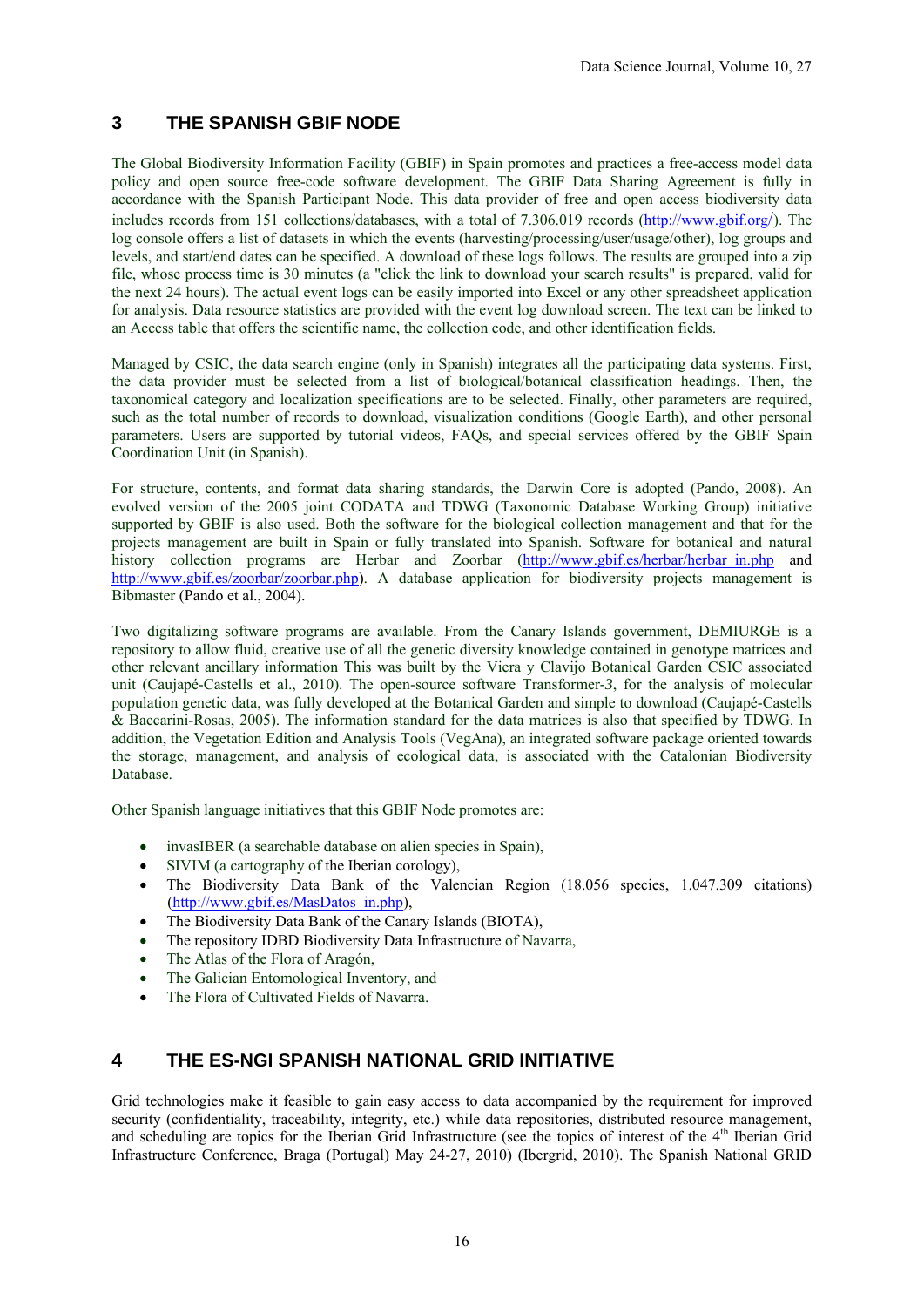## 3 THE SPANISH GBIF NODE

The Global Biodiversity Information Facility (GBIF) in Spain promotes and practices a free-access model data policy and open source free-code software development. The GBIF Data Sharing Agreement is fully in accordance with the Spanish Participant Node. This data provider of free and open access biodiversity data includes records from 151 collections/databases, with a total of 7.306.019 records (http://www.gbif.org/). The log console offers a list of datasets in which the events (harvesting/processing/user/usage/other), log groups and levels, and start/end dates can be specified. A download of these logs follows. The results are grouped into a zip file, whose process time is 30 minutes (a "click the link to download your search results" is prepared, valid for the next 24 hours). The actual event logs can be easily imported into Excel or any other spreadsheet application for analysis. Data resource statistics are provided with the event log download screen. The text can be linked to an Access table that offers the scientific name, the collection code, and other identification fields.

Managed by CSIC, the data search engine (only in Spanish) integrates all the participating data systems. First, the data provider must be selected from a list of biological/botanical classification headings. Then, the taxonomical category and localization specifications are to be selected. Finally, other parameters are required, such as the total number of records to download, visualization conditions (Google Earth), and other personal parameters. Users are supported by tutorial videos, FAQs, and special services offered by the GBIF Spain Coordination Unit (in Spanish).

For structure, contents, and format data sharing standards, the Darwin Core is adopted (Pando, 2008). An evolved version of the 2005 joint CODATA and TDWG (Taxonomic Database Working Group) initiative supported by GBIF is also used. Both the software for the biological collection management and that for the projects management are built in Spain or fully translated into Spanish. Software for botanical and natural history collection programs are Herbar and Zoorbar (http://www.gbif.es/herbar/herbar_in.php and http://www.gbif.es/zoorbar/zoorbar.php). A database application for biodiversity projects management is Bibmaster (Pando et al., 2004).

Two digitalizing software programs are available. From the Canary Islands government, DEMIURGE is a repository to allow fluid, creative use of all the genetic diversity knowledge contained in genotype matrices and other relevant ancillary information This was built by the Viera y Clavijo Botanical Garden CSIC associated unit (Caujapé-Castells et al., 2010). The open-source software Transformer-3, for the analysis of molecular population genetic data, was fully developed at the Botanical Garden and simple to download (Caujapé-Castells & Baccarini-Rosas, 2005). The information standard for the data matrices is also that specified by TDWG. In addition, the Vegetation Edition and Analysis Tools (VegAna), an integrated software package oriented towards the storage, management, and analysis of ecological data, is associated with the Catalonian Biodiversity Database.

Other Spanish language initiatives that this GBIF Node promotes are:

- invasIBER (a searchable database on alien species in Spain),
- SIVIM (a cartography of the Iberian corology),
- The Biodiversity Data Bank of the Valencian Region (18.056 species, 1.047.309 citations) (http://www.gbif.es/MasDatos_in.php),
- The Biodiversity Data Bank of the Canary Islands (BIOTA),
- The repository IDBD Biodiversity Data Infrastructure of Navarra,
- The Atlas of the Flora of Aragón,
- The Galician Entomological Inventory, and
- The Flora of Cultivated Fields of Navarra.

## 4 THE ES-NGI SPANISH NATIONAL GRID INITIATIVE

Grid technologies make it feasible to gain easy access to data accompanied by the requirement for improved security (confidentiality, traceability, integrity, etc.) while data repositories, distributed resource management, and scheduling are topics for the Iberian Grid Infrastructure (see the topics of interest of the 4th Iberian Grid Infrastructure Conference, Braga (Portugal) May 24-27, 2010) (Ibergrid, 2010). The Spanish National GRID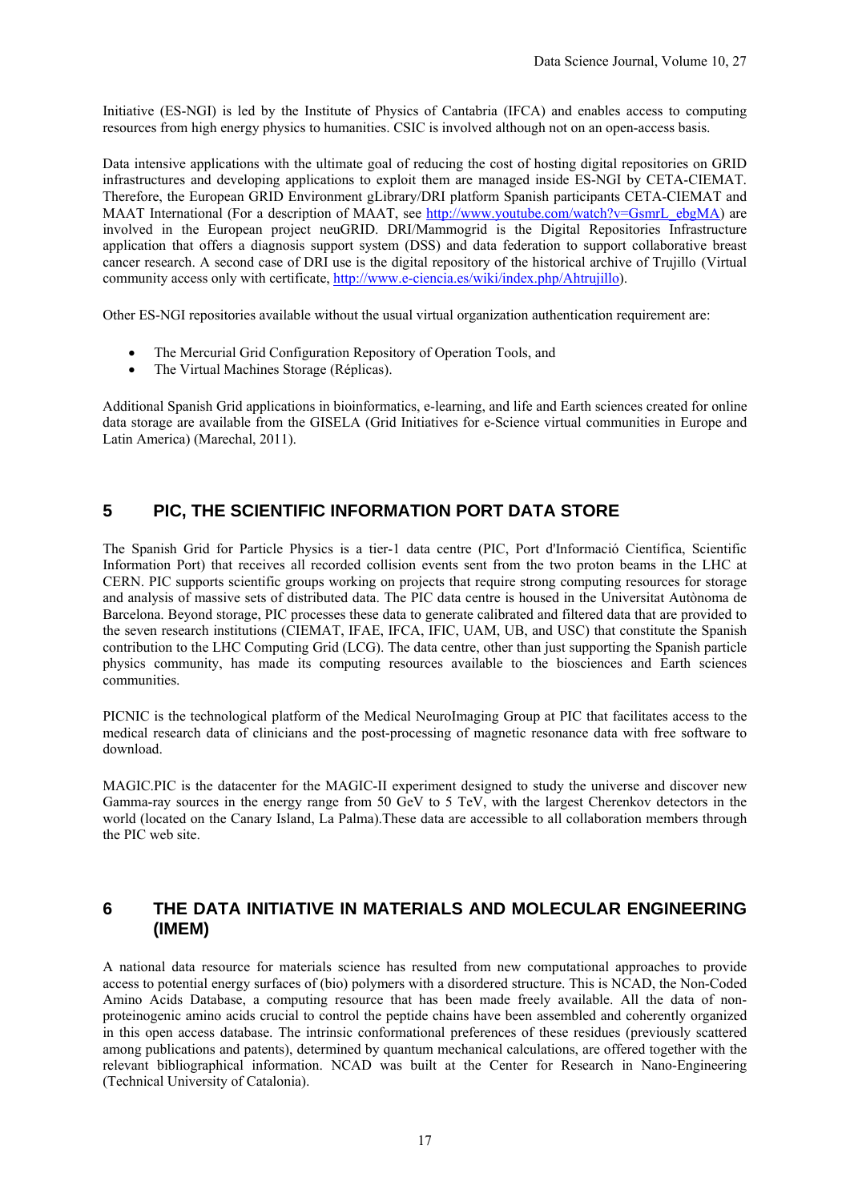Initiative (ES-NGI) is led by the Institute of Physics of Cantabria (IFCA) and enables access to computing resources from high energy physics to humanities. CSIC is involved although not on an open-access basis.

Data intensive applications with the ultimate goal of reducing the cost of hosting digital repositories on GRID infrastructures and developing applications to exploit them are managed inside ES-NGI by CETA-CIEMAT. Therefore, the European GRID Environment gLibrary/DRI platform Spanish participants CETA-CIEMAT and MAAT International (For a description of MAAT, see http://www.youtube.com/watch?v=GsmrL_ebgMA) are involved in the European project neuGRID. DRI/Mammogrid is the Digital Repositories Infrastructure application that offers a diagnosis support system (DSS) and data federation to support collaborative breast cancer research. A second case of DRI use is the digital repository of the historical archive of Trujillo (Virtual community access only with certificate, http://www.e-ciencia.es/wiki/index.php/Ahtrujillo).

Other ES-NGI repositories available without the usual virtual organization authentication requirement are:

- The Mercurial Grid Configuration Repository of Operation Tools, and
- The Virtual Machines Storage (Réplicas).

Additional Spanish Grid applications in bioinformatics, e-learning, and life and Earth sciences created for online data storage are available from the GISELA (Grid Initiatives for e-Science virtual communities in Europe and Latin America) (Marechal, 2011).

## 5 PIC, THE SCIENTIFIC INFORMATION PORT DATA STORE

The Spanish Grid for Particle Physics is a tier-1 data centre (PIC, Port d'Informació Científica, Scientific Information Port) that receives all recorded collision events sent from the two proton beams in the LHC at CERN. PIC supports scientific groups working on projects that require strong computing resources for storage and analysis of massive sets of distributed data. The PIC data centre is housed in the Universitat Autònoma de Barcelona. Beyond storage, PIC processes these data to generate calibrated and filtered data that are provided to the seven research institutions (CIEMAT, IFAE, IFCA, IFIC, UAM, UB, and USC) that constitute the Spanish contribution to the LHC Computing Grid (LCG). The data centre, other than just supporting the Spanish particle physics community, has made its computing resources available to the biosciences and Earth sciences communities.

PICNIC is the technological platform of the Medical NeuroImaging Group at PIC that facilitates access to the medical research data of clinicians and the post-processing of magnetic resonance data with free software to download.

MAGIC.PIC is the datacenter for the MAGIC-II experiment designed to study the universe and discover new Gamma-ray sources in the energy range from 50 GeV to 5 TeV, with the largest Cherenkov detectors in the world (located on the Canary Island, La Palma).These data are accessible to all collaboration members through the PIC web site.

## 6 THE DATA INITIATIVE IN MATERIALS AND MOLECULAR ENGINEERING (IMEM)

A national data resource for materials science has resulted from new computational approaches to provide access to potential energy surfaces of (bio) polymers with a disordered structure. This is NCAD, the Non-Coded Amino Acids Database, a computing resource that has been made freely available. All the data of non-proteinogenic amino acids crucial to control the peptide chains have been assembled and coherently organized in this open access database. The intrinsic conformational preferences of these residues (previously scattered among publications and patents), determined by quantum mechanical calculations, are offered together with the relevant bibliographical information. NCAD was built at the Center for Research in Nano-Engineering (Technical University of Catalonia).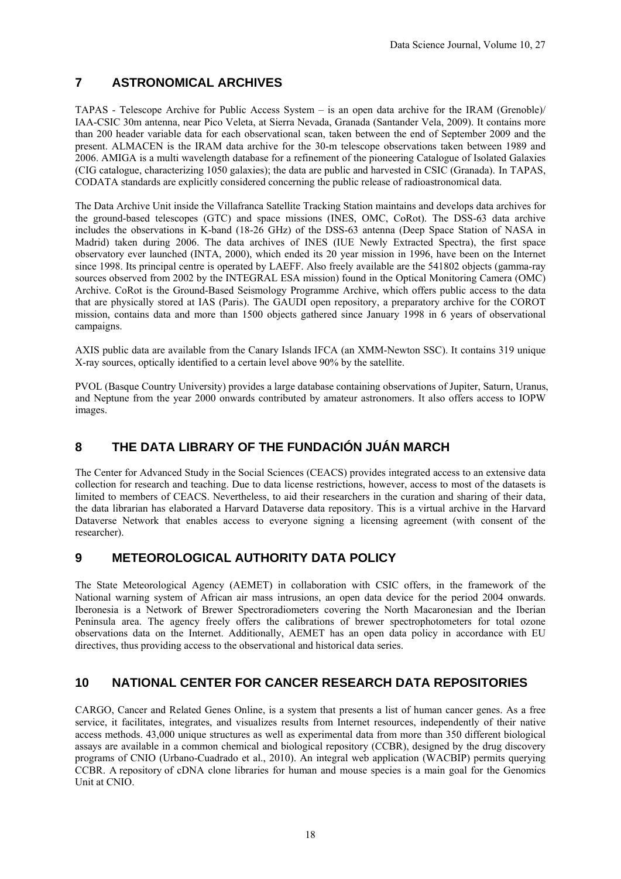## 7 ASTRONOMICAL ARCHIVES

TAPAS - Telescope Archive for Public Access System – is an open data archive for the IRAM (Grenoble)/ IAA-CSIC 30m antenna, near Pico Veleta, at Sierra Nevada, Granada (Santander Vela, 2009). It contains more than 200 header variable data for each observational scan, taken between the end of September 2009 and the present. ALMACEN is the IRAM data archive for the 30-m telescope observations taken between 1989 and 2006. AMIGA is a multi wavelength database for a refinement of the pioneering Catalogue of Isolated Galaxies (CIG catalogue, characterizing 1050 galaxies); the data are public and harvested in CSIC (Granada). In TAPAS, CODATA standards are explicitly considered concerning the public release of radioastronomical data.

The Data Archive Unit inside the Villafranca Satellite Tracking Station maintains and develops data archives for the ground-based telescopes (GTC) and space missions (INES, OMC, CoRot). The DSS-63 data archive includes the observations in K-band (18-26 GHz) of the DSS-63 antenna (Deep Space Station of NASA in Madrid) taken during 2006. The data archives of INES (IUE Newly Extracted Spectra), the first space observatory ever launched (INTA, 2000), which ended its 20 year mission in 1996, have been on the Internet since 1998. Its principal centre is operated by LAEFF. Also freely available are the 541802 objects (gamma-ray sources observed from 2002 by the INTEGRAL ESA mission) found in the Optical Monitoring Camera (OMC) Archive. CoRot is the Ground-Based Seismology Programme Archive, which offers public access to the data that are physically stored at IAS (Paris). The GAUDI open repository, a preparatory archive for the COROT mission, contains data and more than 1500 objects gathered since January 1998 in 6 years of observational campaigns.

AXIS public data are available from the Canary Islands IFCA (an XMM-Newton SSC). It contains 319 unique X-ray sources, optically identified to a certain level above 90% by the satellite.

PVOL (Basque Country University) provides a large database containing observations of Jupiter, Saturn, Uranus, and Neptune from the year 2000 onwards contributed by amateur astronomers. It also offers access to IOPW images.

## 8 THE DATA LIBRARY OF THE FUNDACIÓN JUÁN MARCH

The Center for Advanced Study in the Social Sciences (CEACS) provides integrated access to an extensive data collection for research and teaching. Due to data license restrictions, however, access to most of the datasets is limited to members of CEACS. Nevertheless, to aid their researchers in the curation and sharing of their data, the data librarian has elaborated a Harvard Dataverse data repository. This is a virtual archive in the Harvard Dataverse Network that enables access to everyone signing a licensing agreement (with consent of the researcher).

## 9 METEOROLOGICAL AUTHORITY DATA POLICY

The State Meteorological Agency (AEMET) in collaboration with CSIC offers, in the framework of the National warning system of African air mass intrusions, an open data device for the period 2004 onwards. Iberonesia is a Network of Brewer Spectroradiometers covering the North Macaronesian and the Iberian Peninsula area. The agency freely offers the calibrations of brewer spectrophotometers for total ozone observations data on the Internet. Additionally, AEMET has an open data policy in accordance with EU directives, thus providing access to the observational and historical data series.

## 10 NATIONAL CENTER FOR CANCER RESEARCH DATA REPOSITORIES

CARGO, Cancer and Related Genes Online, is a system that presents a list of human cancer genes. As a free service, it facilitates, integrates, and visualizes results from Internet resources, independently of their native access methods. 43,000 unique structures as well as experimental data from more than 350 different biological assays are available in a common chemical and biological repository (CCBR), designed by the drug discovery programs of CNIO (Urbano-Cuadrado et al., 2010). An integral web application (WACBIP) permits querying CCBR. A repository of cDNA clone libraries for human and mouse species is a main goal for the Genomics Unit at CNIO.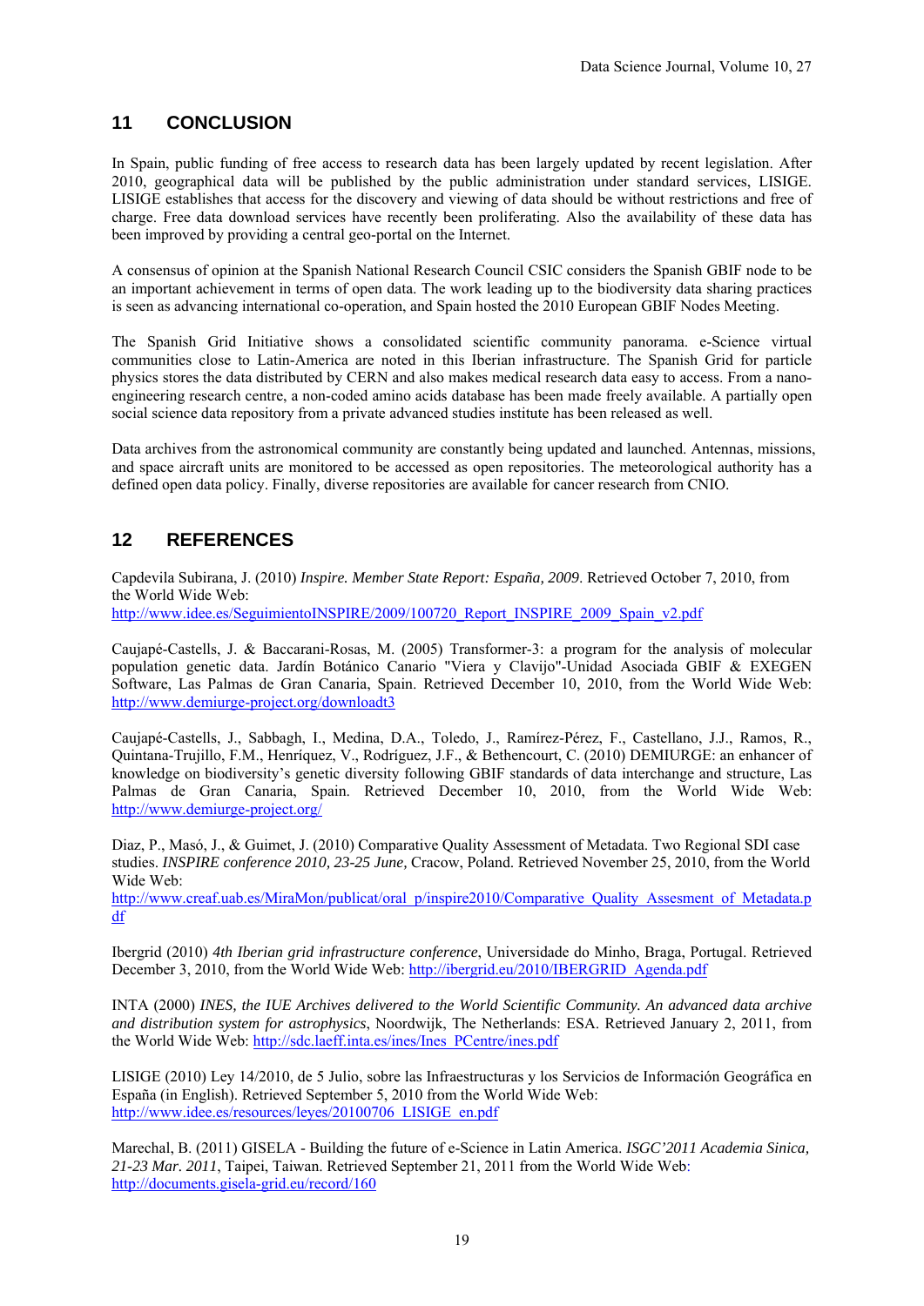## 11 CONCLUSION

In Spain, public funding of free access to research data has been largely updated by recent legislation. After 2010, geographical data will be published by the public administration under standard services, LISIGE. LISIGE establishes that access for the discovery and viewing of data should be without restrictions and free of charge. Free data download services have recently been proliferating. Also the availability of these data has been improved by providing a central geo-portal on the Internet.

A consensus of opinion at the Spanish National Research Council CSIC considers the Spanish GBIF node to be an important achievement in terms of open data. The work leading up to the biodiversity data sharing practices is seen as advancing international co-operation, and Spain hosted the 2010 European GBIF Nodes Meeting.

The Spanish Grid Initiative shows a consolidated scientific community panorama. e-Science virtual communities close to Latin-America are noted in this Iberian infrastructure. The Spanish Grid for particle physics stores the data distributed by CERN and also makes medical research data easy to access. From a nano-engineering research centre, a non-coded amino acids database has been made freely available. A partially open social science data repository from a private advanced studies institute has been released as well.

Data archives from the astronomical community are constantly being updated and launched. Antennas, missions, and space aircraft units are monitored to be accessed as open repositories. The meteorological authority has a defined open data policy. Finally, diverse repositories are available for cancer research from CNIO.

## 12 REFERENCES

Capdevila Subirana, J. (2010) *Inspire. Member State Report: España, 2009*. Retrieved October 7, 2010, from the World Wide Web: http://www.idee.es/SeguimientoINSPIRE/2009/100720_Report_INSPIRE_2009_Spain_v2.pdf

Caujapé-Castells, J. & Baccarani-Rosas, M. (2005) Transformer-3: a program for the analysis of molecular population genetic data. Jardín Botánico Canario "Viera y Clavijo"-Unidad Asociada GBIF & EXEGEN Software, Las Palmas de Gran Canaria, Spain. Retrieved December 10, 2010, from the World Wide Web: http://www.demiurge-project.org/downloadt3

Caujapé-Castells, J., Sabbagh, I., Medina, D.A., Toledo, J., Ramírez-Pérez, F., Castellano, J.J., Ramos, R., Quintana-Trujillo, F.M., Henríquez, V., Rodríguez, J.F., & Bethencourt, C. (2010) DEMIURGE: an enhancer of knowledge on biodiversity's genetic diversity following GBIF standards of data interchange and structure, Las Palmas de Gran Canaria, Spain. Retrieved December 10, 2010, from the World Wide Web: http://www.demiurge-project.org/

Diaz, P., Masó, J., & Guimet, J. (2010) Comparative Quality Assessment of Metadata. Two Regional SDI case studies. *INSPIRE conference 2010, 23-25 June,* Cracow, Poland. Retrieved November 25, 2010, from the World Wide Web: http://www.creaf.uab.es/MiraMon/publicat/oral_p/inspire2010/Comparative_Quality_Assesment_of_Metadata.pdf

Ibergrid (2010) *4th Iberian grid infrastructure conference*, Universidade do Minho, Braga, Portugal. Retrieved December 3, 2010, from the World Wide Web: http://ibergrid.eu/2010/IBERGRID_Agenda.pdf

INTA (2000) *INES, the IUE Archives delivered to the World Scientific Community. An advanced data archive and distribution system for astrophysics*, Noordwijk, The Netherlands: ESA. Retrieved January 2, 2011, from the World Wide Web: http://sdc.laeff.inta.es/ines/Ines_PCentre/ines.pdf

LISIGE (2010) Ley 14/2010, de 5 Julio, sobre las Infraestructuras y los Servicios de Información Geográfica en España (in English). Retrieved September 5, 2010 from the World Wide Web: http://www.idee.es/resources/leyes/20100706_LISIGE_en.pdf

Marechal, B. (2011) GISELA - Building the future of e-Science in Latin America. *ISGC'2011 Academia Sinica, 21-23 Mar. 2011*, Taipei, Taiwan. Retrieved September 21, 2011 from the World Wide Web: http://documents.gisela-grid.eu/record/160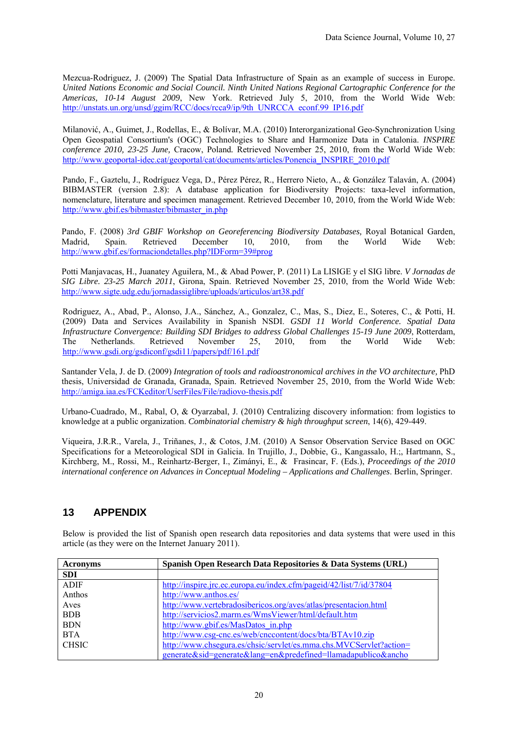Mezcua-Rodriguez, J. (2009) The Spatial Data Infrastructure of Spain as an example of success in Europe. *United Nations Economic and Social Council. Ninth United Nations Regional Cartographic Conference for the Americas, 10-14 August 2009*, New York. Retrieved July 5, 2010, from the World Wide Web: http://unstats.un.org/unsd/ggim/RCC/docs/rcca9/ip/9th_UNRCCA_econf.99_IP16.pdf

Milanović, A., Guimet, J., Rodellas, E., & Bolívar, M.A. (2010) Interorganizational Geo-Synchronization Using Open Geospatial Consortium's (OGC) Technologies to Share and Harmonize Data in Catalonia. *INSPIRE conference 2010, 23-25 June,* Cracow, Poland. Retrieved November 25, 2010, from the World Wide Web: http://www.geoportal-idec.cat/geoportal/cat/documents/articles/Ponencia_INSPIRE_2010.pdf

Pando, F., Gaztelu, J., Rodríguez Vega, D., Pérez Pérez, R., Herrero Nieto, A., & González Talaván, A. (2004) BIBMASTER (version 2.8): A database application for Biodiversity Projects: taxa-level information, nomenclature, literature and specimen management. Retrieved December 10, 2010, from the World Wide Web: http://www.gbif.es/bibmaster/bibmaster_in.php

Pando, F. (2008) *3rd GBIF Workshop on Georeferencing Biodiversity Databases,* Royal Botanical Garden, Madrid, Spain. Retrieved December 10, 2010, from the World Wide Web: http://www.gbif.es/formaciondetalles.php?IDForm=39#prog

Potti Manjavacas, H., Juanatey Aguilera, M., & Abad Power, P. (2011) La LISIGE y el SIG libre. *V Jornadas de SIG Libre. 23-25 March 2011*, Girona, Spain. Retrieved November 25, 2010, from the World Wide Web: http://www.sigte.udg.edu/jornadassiglibre/uploads/articulos/art38.pdf

Rodriguez, A., Abad, P., Alonso, J.A., Sánchez, A., Gonzalez, C., Mas, S., Diez, E., Soteres, C., & Potti, H. (2009) Data and Services Availability in Spanish NSDI. *GSDI 11 World Conference. Spatial Data Infrastructure Convergence: Building SDI Bridges to address Global Challenges 15-19 June 2009*, Rotterdam, The Netherlands. Retrieved November 25, 2010, from the World Wide Web: http://www.gsdi.org/gsdiconf/gsdi11/papers/pdf/161.pdf

Santander Vela, J. de D. (2009) *Integration of tools and radioastronomical archives in the VO architecture,* PhD thesis, Universidad de Granada, Granada, Spain. Retrieved November 25, 2010, from the World Wide Web: http://amiga.iaa.es/FCKeditor/UserFiles/File/radiovo-thesis.pdf

Urbano-Cuadrado, M., Rabal, O, & Oyarzabal, J. (2010) Centralizing discovery information: from logistics to knowledge at a public organization. *Combinatorial chemistry & high throughput screen*, 14(6), 429-449.

Viqueira, J.R.R., Varela, J., Triñanes, J., & Cotos, J.M. (2010) A Sensor Observation Service Based on OGC Specifications for a Meteorological SDI in Galicia. In Trujillo, J., Dobbie, G., Kangassalo, H.;, Hartmann, S., Kirchberg, M., Rossi, M., Reinhartz-Berger, I., Zimányi, E., & Frasincar, F. (Eds.), *Proceedings of the 2010 international conference on Advances in Conceptual Modeling – Applications and Challenges*. Berlin, Springer.

## 13 APPENDIX

Below is provided the list of Spanish open research data repositories and data systems that were used in this article (as they were on the Internet January 2011).

| **Acronyms** | **Spanish Open Research Data Repositories & Data Systems (URL)** |
|---|---|
| **SDI** | |
| ADIF | http://inspire.jrc.ec.europa.eu/index.cfm/pageid/42/list/7/id/37804 |
| Anthos | http://www.anthos.es/ |
| Aves | http://www.vertebradosibericos.org/aves/atlas/presentacion.html |
| BDB | http://servicios2.marm.es/WmsViewer/html/default.htm |
| BDN | http://www.gbif.es/MasDatos_in.php |
| BTA | http://www.csg-cnc.es/web/cnccontent/docs/bta/BTAv10.zip |
| CHSIC | http://www.chsegura.es/chsic/servlet/es.mma.chs.MVCServlet?action=generate&sid=generate&lang=en&predefined=llamadapublico&ancho |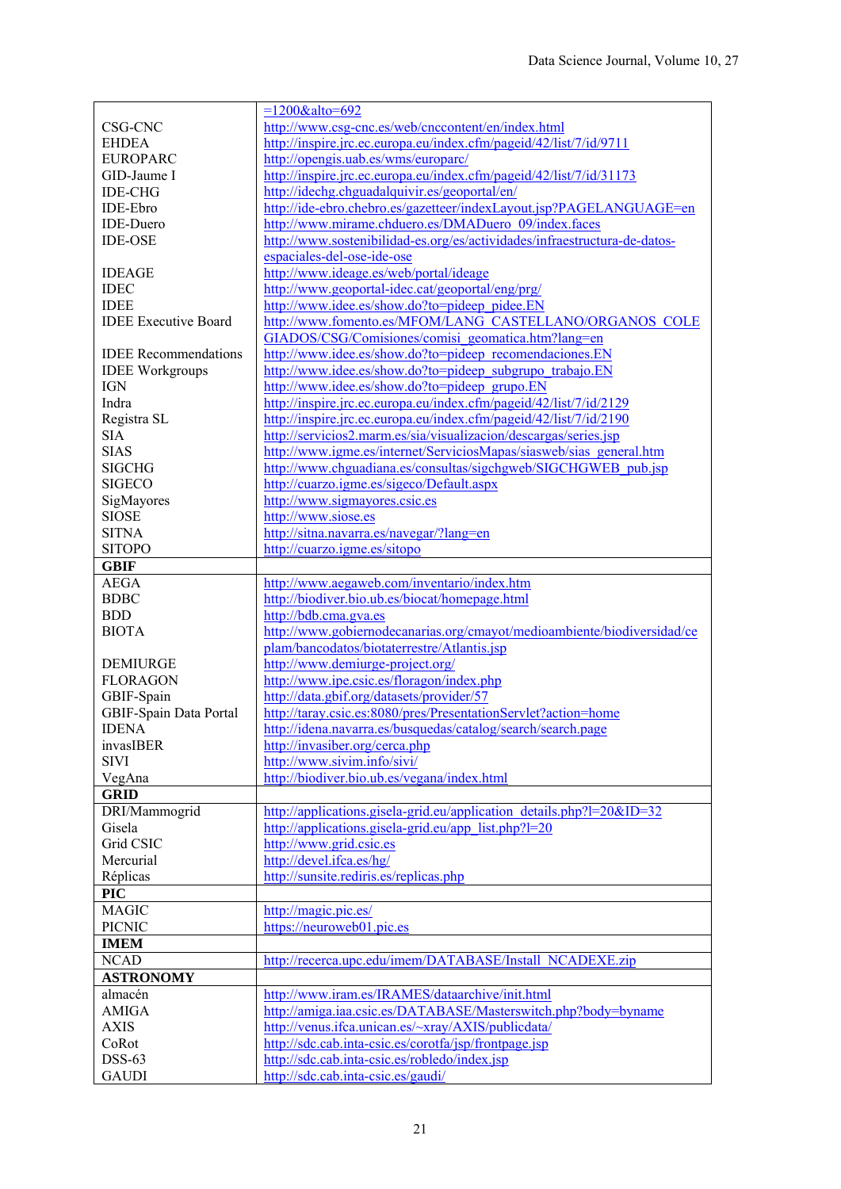| | |
|---|---|
| | =1200&alto=692 |
| CSG-CNC | http://www.csg-cnc.es/web/cnccontent/en/index.html |
| EHDEA | http://inspire.jrc.ec.europa.eu/index.cfm/pageid/42/list/7/id/9711 |
| EUROPARC | http://opengis.uab.es/wms/europarc/ |
| GID-Jaume I | http://inspire.jrc.ec.europa.eu/index.cfm/pageid/42/list/7/id/31173 |
| IDE-CHG | http://idechg.chguadalquivir.es/geoportal/en/ |
| IDE-Ebro | http://ide-ebro.chebro.es/gazetteer/indexLayout.jsp?PAGELANGUAGE=en |
| IDE-Duero | http://www.mirame.chduero.es/DMADuero_09/index.faces |
| IDE-OSE | http://www.sostenibilidad-es.org/es/actividades/infraestructura-de-datos-espaciales-del-ose-ide-ose |
| IDEAGE | http://www.ideage.es/web/portal/ideage |
| IDEC | http://www.geoportal-idec.cat/geoportal/eng/prg/ |
| IDEE | http://www.idee.es/show.do?to=pideep_pidee.EN |
| IDEE Executive Board | http://www.fomento.es/MFOM/LANG_CASTELLANO/ORGANOS_COLEGIADOS/CSG/Comisiones/comisi_geomatica.htm?lang=en |
| IDEE Recommendations | http://www.idee.es/show.do?to=pideep_recomendaciones.EN |
| IDEE Workgroups | http://www.idee.es/show.do?to=pideep_subgrupo_trabajo.EN |
| IGN | http://www.idee.es/show.do?to=pideep_grupo.EN |
| Indra | http://inspire.jrc.ec.europa.eu/index.cfm/pageid/42/list/7/id/2129 |
| Registra SL | http://inspire.jrc.ec.europa.eu/index.cfm/pageid/42/list/7/id/2190 |
| SIA | http://servicios2.marm.es/sia/visualizacion/descargas/series.jsp |
| SIAS | http://www.igme.es/internet/ServiciosMapas/siasweb/sias_general.htm |
| SIGCHG | http://www.chguadiana.es/consultas/sigchgweb/SIGCHGWEB_pub.jsp |
| SIGECO | http://cuarzo.igme.es/sigeco/Default.aspx |
| SigMayores | http://www.sigmayores.csic.es |
| SIOSE | http://www.siose.es |
| SITNA | http://sitna.navarra.es/navegar/?lang=en |
| SITOPO | http://cuarzo.igme.es/sitopo |
| **GBIF** | |
| AEGA | http://www.aegaweb.com/inventario/index.htm |
| BDBC | http://biodiver.bio.ub.es/biocat/homepage.html |
| BDD | http://bdb.cma.gva.es |
| BIOTA | http://www.gobiernodecanarias.org/cmayot/medioambiente/biodiversidad/ceplam/bancodatos/biotaterrestre/Atlantis.jsp |
| DEMIURGE | http://www.demiurge-project.org/ |
| FLORAGON | http://www.ipe.csic.es/floragon/index.php |
| GBIF-Spain | http://data.gbif.org/datasets/provider/57 |
| GBIF-Spain Data Portal | http://taray.csic.es:8080/pres/PresentationServlet?action=home |
| IDENA | http://idena.navarra.es/busquedas/catalog/search/search.page |
| invasIBER | http://invasiber.org/cerca.php |
| SIVI | http://www.sivim.info/sivi/ |
| VegAna | http://biodiver.bio.ub.es/vegana/index.html |
| **GRID** | |
| DRI/Mammogrid | http://applications.gisela-grid.eu/application_details.php?l=20&ID=32 |
| Gisela | http://applications.gisela-grid.eu/app_list.php?l=20 |
| Grid CSIC | http://www.grid.csic.es |
| Mercurial | http://devel.ifca.es/hg/ |
| Réplicas | http://sunsite.rediris.es/replicas.php |
| **PIC** | |
| MAGIC | http://magic.pic.es/ |
| PICNIC | https://neuroweb01.pic.es |
| **IMEM** | |
| NCAD | http://recerca.upc.edu/imem/DATABASE/Install_NCADEXE.zip |
| **ASTRONOMY** | |
| almacén | http://www.iram.es/IRAMES/dataarchive/init.html |
| AMIGA | http://amiga.iaa.csic.es/DATABASE/Masterswitch.php?body=byname |
| AXIS | http://venus.ifca.unican.es/~xray/AXIS/publicdata/ |
| CoRot | http://sdc.cab.inta-csic.es/corotfa/jsp/frontpage.jsp |
| DSS-63 | http://sdc.cab.inta-csic.es/robledo/index.jsp |
| GAUDI | http://sdc.cab.inta-csic.es/gaudi/ |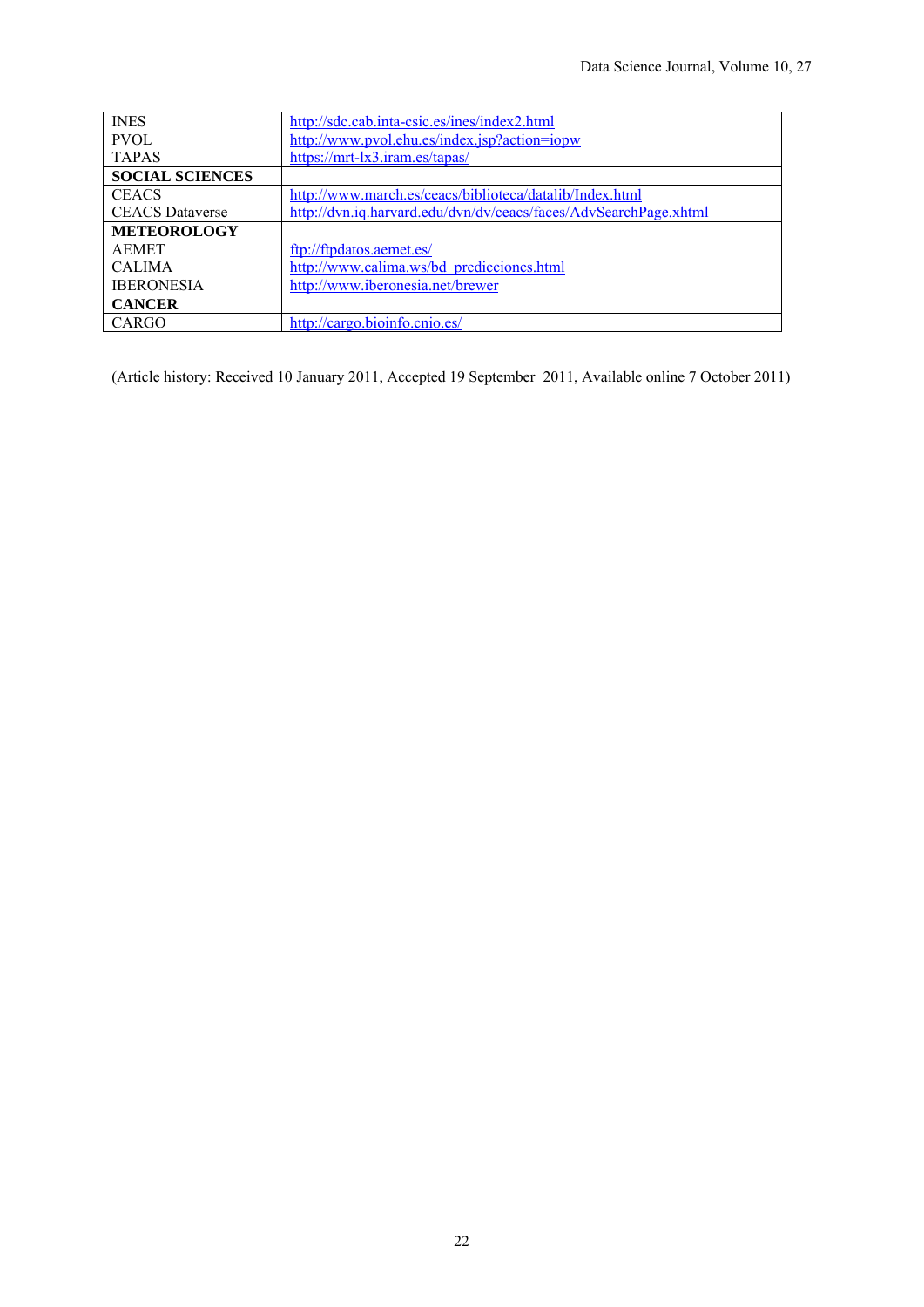| | |
|---|---|
| INES | http://sdc.cab.inta-csic.es/ines/index2.html |
| PVOL | http://www.pvol.ehu.es/index.jsp?action=iopw |
| TAPAS | https://mrt-lx3.iram.es/tapas/ |
| **SOCIAL SCIENCES** | |
| CEACS | http://www.march.es/ceacs/biblioteca/datalib/Index.html |
| CEACS Dataverse | http://dvn.iq.harvard.edu/dvn/dv/ceacs/faces/AdvSearchPage.xhtml |
| **METEOROLOGY** | |
| AEMET | ftp://ftpdatos.aemet.es/ |
| CALIMA | http://www.calima.ws/bd_predicciones.html |
| IBERONESIA | http://www.iberonesia.net/brewer |
| **CANCER** | |
| CARGO | http://cargo.bioinfo.cnio.es/ |

(Article history: Received 10 January 2011, Accepted 19 September 2011, Available online 7 October 2011)